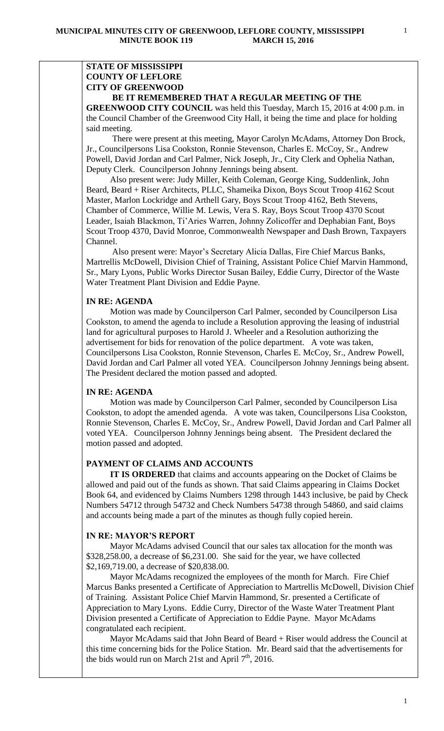**STATE OF MISSISSIPPI**
**COUNTY OF LEFLORE**
**CITY OF GREENWOOD**

**BE IT REMEMBERED THAT A REGULAR MEETING OF THE GREENWOOD CITY COUNCIL** was held this Tuesday, March 15, 2016 at 4:00 p.m. in the Council Chamber of the Greenwood City Hall, it being the time and place for holding said meeting.

There were present at this meeting, Mayor Carolyn McAdams, Attorney Don Brock, Jr., Councilpersons Lisa Cookston, Ronnie Stevenson, Charles E. McCoy, Sr., Andrew Powell, David Jordan and Carl Palmer, Nick Joseph, Jr., City Clerk and Ophelia Nathan, Deputy Clerk. Councilperson Johnny Jennings being absent.

Also present were: Judy Miller, Keith Coleman, George King, Suddenlink, John Beard, Beard + Riser Architects, PLLC, Shameika Dixon, Boys Scout Troop 4162 Scout Master, Marlon Lockridge and Arthell Gary, Boys Scout Troop 4162, Beth Stevens, Chamber of Commerce, Willie M. Lewis, Vera S. Ray, Boys Scout Troop 4370 Scout Leader, Isaiah Blackmon, Ti'Aries Warren, Johnny Zolicoffer and Dephabian Fant, Boys Scout Troop 4370, David Monroe, Commonwealth Newspaper and Dash Brown, Taxpayers Channel.

Also present were: Mayor's Secretary Alicia Dallas, Fire Chief Marcus Banks, Martrellis McDowell, Division Chief of Training, Assistant Police Chief Marvin Hammond, Sr., Mary Lyons, Public Works Director Susan Bailey, Eddie Curry, Director of the Waste Water Treatment Plant Division and Eddie Payne.

**IN RE: AGENDA**

Motion was made by Councilperson Carl Palmer, seconded by Councilperson Lisa Cookston, to amend the agenda to include a Resolution approving the leasing of industrial land for agricultural purposes to Harold J. Wheeler and a Resolution authorizing the advertisement for bids for renovation of the police department. A vote was taken, Councilpersons Lisa Cookston, Ronnie Stevenson, Charles E. McCoy, Sr., Andrew Powell, David Jordan and Carl Palmer all voted YEA. Councilperson Johnny Jennings being absent. The President declared the motion passed and adopted.

**IN RE: AGENDA**

Motion was made by Councilperson Carl Palmer, seconded by Councilperson Lisa Cookston, to adopt the amended agenda. A vote was taken, Councilpersons Lisa Cookston, Ronnie Stevenson, Charles E. McCoy, Sr., Andrew Powell, David Jordan and Carl Palmer all voted YEA. Councilperson Johnny Jennings being absent. The President declared the motion passed and adopted.

**PAYMENT OF CLAIMS AND ACCOUNTS**

**IT IS ORDERED** that claims and accounts appearing on the Docket of Claims be allowed and paid out of the funds as shown. That said Claims appearing in Claims Docket Book 64, and evidenced by Claims Numbers 1298 through 1443 inclusive, be paid by Check Numbers 54712 through 54732 and Check Numbers 54738 through 54860, and said claims and accounts being made a part of the minutes as though fully copied herein.

**IN RE: MAYOR'S REPORT**

Mayor McAdams advised Council that our sales tax allocation for the month was $328,258.00, a decrease of $6,231.00. She said for the year, we have collected $2,169,719.00, a decrease of $20,838.00.

Mayor McAdams recognized the employees of the month for March. Fire Chief Marcus Banks presented a Certificate of Appreciation to Martrellis McDowell, Division Chief of Training. Assistant Police Chief Marvin Hammond, Sr. presented a Certificate of Appreciation to Mary Lyons. Eddie Curry, Director of the Waste Water Treatment Plant Division presented a Certificate of Appreciation to Eddie Payne. Mayor McAdams congratulated each recipient.

Mayor McAdams said that John Beard of Beard + Riser would address the Council at this time concerning bids for the Police Station. Mr. Beard said that the advertisements for the bids would run on March 21st and April 7th, 2016.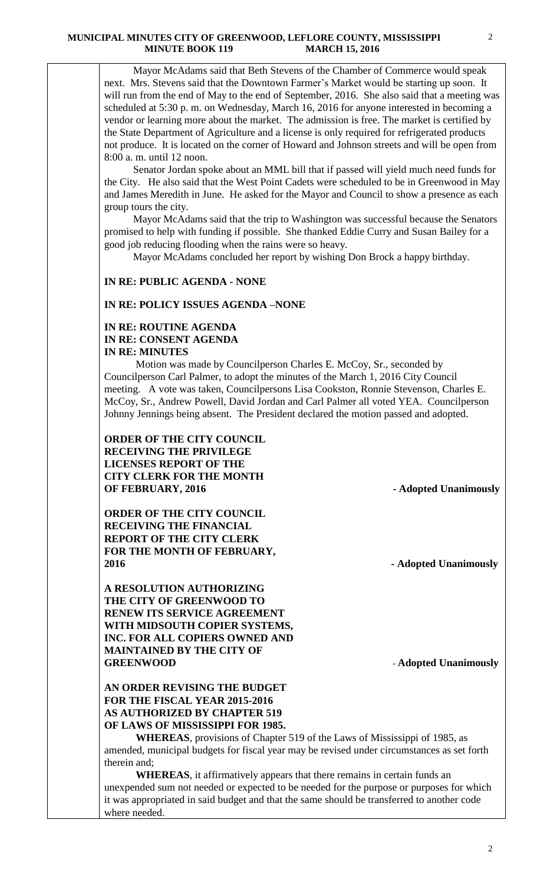Mayor McAdams said that Beth Stevens of the Chamber of Commerce would speak next. Mrs. Stevens said that the Downtown Farmer's Market would be starting up soon. It will run from the end of May to the end of September, 2016. She also said that a meeting was scheduled at 5:30 p. m. on Wednesday, March 16, 2016 for anyone interested in becoming a vendor or learning more about the market. The admission is free. The market is certified by the State Department of Agriculture and a license is only required for refrigerated products not produce. It is located on the corner of Howard and Johnson streets and will be open from 8:00 a. m. until 12 noon.

Senator Jordan spoke about an MML bill that if passed will yield much need funds for the City. He also said that the West Point Cadets were scheduled to be in Greenwood in May and James Meredith in June. He asked for the Mayor and Council to show a presence as each group tours the city.

Mayor McAdams said that the trip to Washington was successful because the Senators promised to help with funding if possible. She thanked Eddie Curry and Susan Bailey for a good job reducing flooding when the rains were so heavy.

Mayor McAdams concluded her report by wishing Don Brock a happy birthday.

**IN RE: PUBLIC AGENDA - NONE**

**IN RE: POLICY ISSUES AGENDA –NONE**

**IN RE: ROUTINE AGENDA**
**IN RE: CONSENT AGENDA**
**IN RE: MINUTES**

Motion was made by Councilperson Charles E. McCoy, Sr., seconded by Councilperson Carl Palmer, to adopt the minutes of the March 1, 2016 City Council meeting. A vote was taken, Councilpersons Lisa Cookston, Ronnie Stevenson, Charles E. McCoy, Sr., Andrew Powell, David Jordan and Carl Palmer all voted YEA. Councilperson Johnny Jennings being absent. The President declared the motion passed and adopted.

**ORDER OF THE CITY COUNCIL RECEIVING THE PRIVILEGE LICENSES REPORT OF THE CITY CLERK FOR THE MONTH OF FEBRUARY, 2016** **- Adopted Unanimously**

**ORDER OF THE CITY COUNCIL RECEIVING THE FINANCIAL REPORT OF THE CITY CLERK FOR THE MONTH OF FEBRUARY, 2016** **- Adopted Unanimously**

**A RESOLUTION AUTHORIZING THE CITY OF GREENWOOD TO RENEW ITS SERVICE AGREEMENT WITH MIDSOUTH COPIER SYSTEMS, INC. FOR ALL COPIERS OWNED AND MAINTAINED BY THE CITY OF GREENWOOD** **- Adopted Unanimously**

**AN ORDER REVISING THE BUDGET FOR THE FISCAL YEAR 2015-2016 AS AUTHORIZED BY CHAPTER 519 OF LAWS OF MISSISSIPPI FOR 1985.**

**WHEREAS**, provisions of Chapter 519 of the Laws of Mississippi of 1985, as amended, municipal budgets for fiscal year may be revised under circumstances as set forth therein and;

**WHEREAS**, it affirmatively appears that there remains in certain funds an unexpended sum not needed or expected to be needed for the purpose or purposes for which it was appropriated in said budget and that the same should be transferred to another code where needed.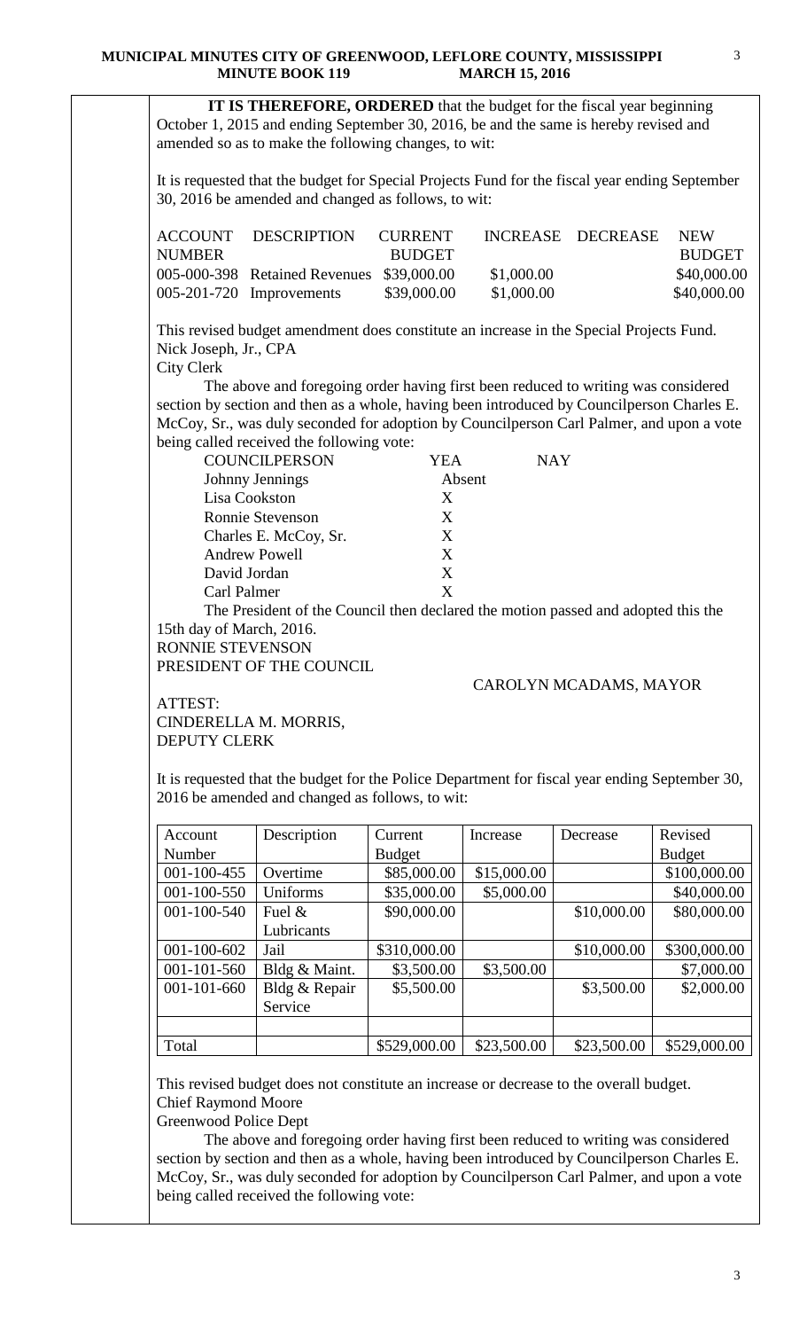**IT IS THEREFORE, ORDERED** that the budget for the fiscal year beginning October 1, 2015 and ending September 30, 2016, be and the same is hereby revised and amended so as to make the following changes, to wit:

It is requested that the budget for Special Projects Fund for the fiscal year ending September 30, 2016 be amended and changed as follows, to wit:

| ACCOUNT NUMBER | DESCRIPTION | CURRENT BUDGET | INCREASE | DECREASE | NEW BUDGET |
|---|---|---|---|---|---|
| 005-000-398 | Retained Revenues | $39,000.00 | $1,000.00 | | $40,000.00 |
| 005-201-720 | Improvements | $39,000.00 | $1,000.00 | | $40,000.00 |

This revised budget amendment does constitute an increase in the Special Projects Fund.
Nick Joseph, Jr., CPA
City Clerk

The above and foregoing order having first been reduced to writing was considered section by section and then as a whole, having been introduced by Councilperson Charles E. McCoy, Sr., was duly seconded for adoption by Councilperson Carl Palmer, and upon a vote being called received the following vote:

| COUNCILPERSON | YEA | NAY |
|---|---|---|
| Johnny Jennings | Absent | |
| Lisa Cookston | X | |
| Ronnie Stevenson | X | |
| Charles E. McCoy, Sr. | X | |
| Andrew Powell | X | |
| David Jordan | X | |
| Carl Palmer | X | |

The President of the Council then declared the motion passed and adopted this the 15th day of March, 2016.

RONNIE STEVENSON
PRESIDENT OF THE COUNCIL

CAROLYN MCADAMS, MAYOR

ATTEST:
CINDERELLA M. MORRIS,
DEPUTY CLERK

It is requested that the budget for the Police Department for fiscal year ending September 30, 2016 be amended and changed as follows, to wit:

| Account Number | Description | Current Budget | Increase | Decrease | Revised Budget |
|---|---|---|---|---|---|
| 001-100-455 | Overtime | $85,000.00 | $15,000.00 | | $100,000.00 |
| 001-100-550 | Uniforms | $35,000.00 | $5,000.00 | | $40,000.00 |
| 001-100-540 | Fuel & Lubricants | $90,000.00 | | $10,000.00 | $80,000.00 |
| 001-100-602 | Jail | $310,000.00 | | $10,000.00 | $300,000.00 |
| 001-101-560 | Bldg & Maint. | $3,500.00 | $3,500.00 | | $7,000.00 |
| 001-101-660 | Bldg & Repair Service | $5,500.00 | | $3,500.00 | $2,000.00 |
| | | | | | |
| Total | | $529,000.00 | $23,500.00 | $23,500.00 | $529,000.00 |

This revised budget does not constitute an increase or decrease to the overall budget.
Chief Raymond Moore
Greenwood Police Dept

The above and foregoing order having first been reduced to writing was considered section by section and then as a whole, having been introduced by Councilperson Charles E. McCoy, Sr., was duly seconded for adoption by Councilperson Carl Palmer, and upon a vote being called received the following vote: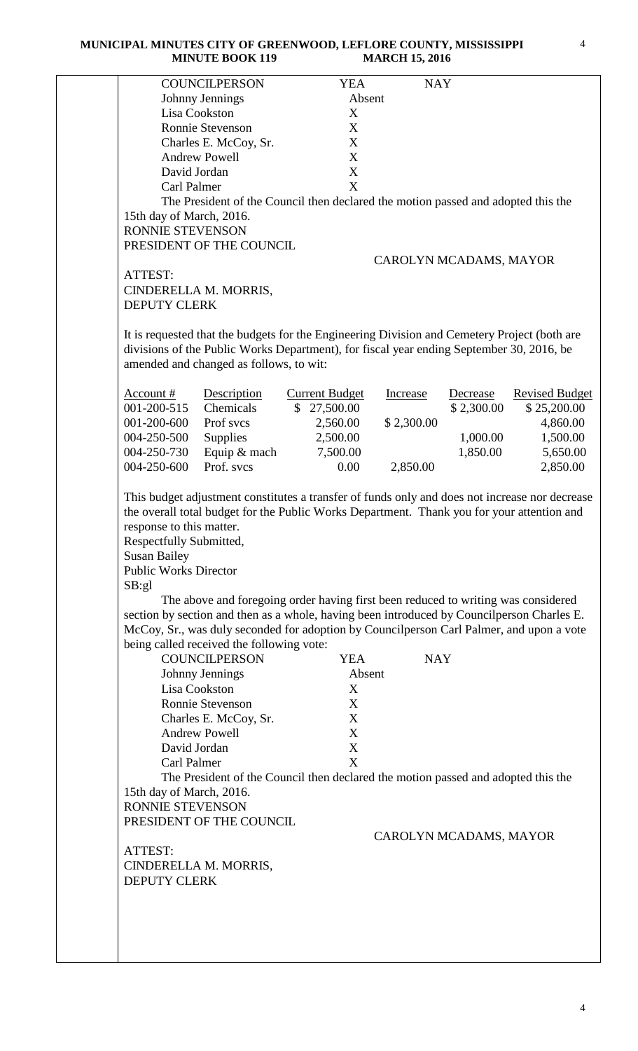| COUNCILPERSON | YEA | NAY |
|---|---|---|
| Johnny Jennings | Absent | |
| Lisa Cookston | X | |
| Ronnie Stevenson | X | |
| Charles E. McCoy, Sr. | X | |
| Andrew Powell | X | |
| David Jordan | X | |
| Carl Palmer | X | |

The President of the Council then declared the motion passed and adopted this the 15th day of March, 2016.

RONNIE STEVENSON
PRESIDENT OF THE COUNCIL

CAROLYN MCADAMS, MAYOR

ATTEST:
CINDERELLA M. MORRIS,
DEPUTY CLERK

It is requested that the budgets for the Engineering Division and Cemetery Project (both are divisions of the Public Works Department), for fiscal year ending September 30, 2016, be amended and changed as follows, to wit:

| Account # | Description | Current Budget | Increase | Decrease | Revised Budget |
|---|---|---|---|---|---|
| 001-200-515 | Chemicals | $ 27,500.00 | | $ 2,300.00 | $ 25,200.00 |
| 001-200-600 | Prof svcs | 2,560.00 | $ 2,300.00 | | 4,860.00 |
| 004-250-500 | Supplies | 2,500.00 | | 1,000.00 | 1,500.00 |
| 004-250-730 | Equip & mach | 7,500.00 | | 1,850.00 | 5,650.00 |
| 004-250-600 | Prof. svcs | 0.00 | 2,850.00 | | 2,850.00 |

This budget adjustment constitutes a transfer of funds only and does not increase nor decrease the overall total budget for the Public Works Department. Thank you for your attention and response to this matter.

Respectfully Submitted,
Susan Bailey
Public Works Director
SB:gl

The above and foregoing order having first been reduced to writing was considered section by section and then as a whole, having been introduced by Councilperson Charles E. McCoy, Sr., was duly seconded for adoption by Councilperson Carl Palmer, and upon a vote being called received the following vote:

| COUNCILPERSON | YEA | NAY |
|---|---|---|
| Johnny Jennings | Absent | |
| Lisa Cookston | X | |
| Ronnie Stevenson | X | |
| Charles E. McCoy, Sr. | X | |
| Andrew Powell | X | |
| David Jordan | X | |
| Carl Palmer | X | |

The President of the Council then declared the motion passed and adopted this the 15th day of March, 2016.

RONNIE STEVENSON
PRESIDENT OF THE COUNCIL

CAROLYN MCADAMS, MAYOR

ATTEST:
CINDERELLA M. MORRIS,
DEPUTY CLERK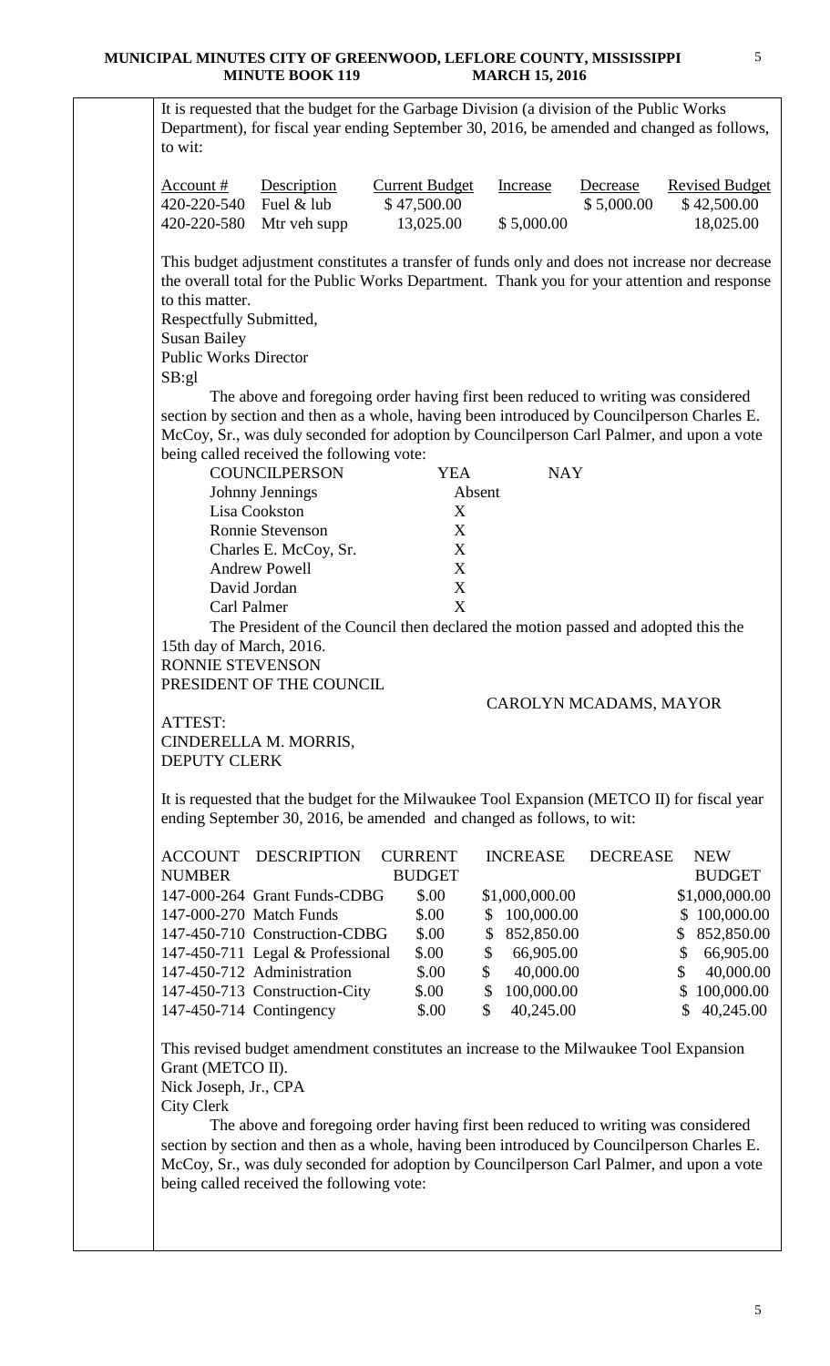It is requested that the budget for the Garbage Division (a division of the Public Works Department), for fiscal year ending September 30, 2016, be amended and changed as follows, to wit:

| Account # | Description | Current Budget | Increase | Decrease | Revised Budget |
|---|---|---|---|---|---|
| 420-220-540 | Fuel & lub | $ 47,500.00 | | $ 5,000.00 | $ 42,500.00 |
| 420-220-580 | Mtr veh supp | 13,025.00 | $ 5,000.00 | | 18,025.00 |

This budget adjustment constitutes a transfer of funds only and does not increase nor decrease the overall total for the Public Works Department. Thank you for your attention and response to this matter.

Respectfully Submitted,
Susan Bailey
Public Works Director
SB:gl

The above and foregoing order having first been reduced to writing was considered section by section and then as a whole, having been introduced by Councilperson Charles E. McCoy, Sr., was duly seconded for adoption by Councilperson Carl Palmer, and upon a vote being called received the following vote:

| COUNCILPERSON | YEA | NAY |
|---|---|---|
| Johnny Jennings | Absent | |
| Lisa Cookston | X | |
| Ronnie Stevenson | X | |
| Charles E. McCoy, Sr. | X | |
| Andrew Powell | X | |
| David Jordan | X | |
| Carl Palmer | X | |

The President of the Council then declared the motion passed and adopted this the 15th day of March, 2016.

RONNIE STEVENSON
PRESIDENT OF THE COUNCIL

CAROLYN MCADAMS, MAYOR

ATTEST:
CINDERELLA M. MORRIS,
DEPUTY CLERK

It is requested that the budget for the Milwaukee Tool Expansion (METCO II) for fiscal year ending September 30, 2016, be amended and changed as follows, to wit:

| ACCOUNT NUMBER | DESCRIPTION | CURRENT BUDGET | INCREASE | DECREASE | NEW BUDGET |
|---|---|---|---|---|---|
| 147-000-264 | Grant Funds-CDBG | $.00 | $1,000,000.00 | | $1,000,000.00 |
| 147-000-270 | Match Funds | $.00 | $ 100,000.00 | | $ 100,000.00 |
| 147-450-710 | Construction-CDBG | $.00 | $ 852,850.00 | | $ 852,850.00 |
| 147-450-711 | Legal & Professional | $.00 | $ 66,905.00 | | $ 66,905.00 |
| 147-450-712 | Administration | $.00 | $ 40,000.00 | | $ 40,000.00 |
| 147-450-713 | Construction-City | $.00 | $ 100,000.00 | | $ 100,000.00 |
| 147-450-714 | Contingency | $.00 | $ 40,245.00 | | $ 40,245.00 |

This revised budget amendment constitutes an increase to the Milwaukee Tool Expansion Grant (METCO II).

Nick Joseph, Jr., CPA
City Clerk

The above and foregoing order having first been reduced to writing was considered section by section and then as a whole, having been introduced by Councilperson Charles E. McCoy, Sr., was duly seconded for adoption by Councilperson Carl Palmer, and upon a vote being called received the following vote: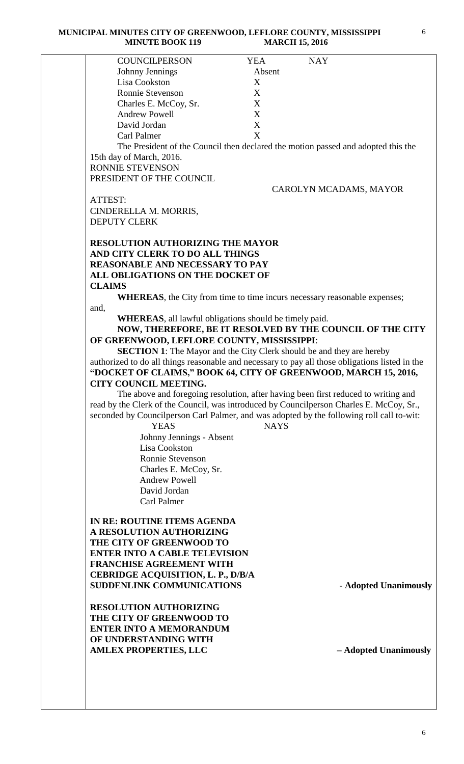| COUNCILPERSON | YEA | NAY |
|---|---|---|
| Johnny Jennings | Absent | |
| Lisa Cookston | X | |
| Ronnie Stevenson | X | |
| Charles E. McCoy, Sr. | X | |
| Andrew Powell | X | |
| David Jordan | X | |
| Carl Palmer | X | |

The President of the Council then declared the motion passed and adopted this the 15th day of March, 2016.

RONNIE STEVENSON
PRESIDENT OF THE COUNCIL

CAROLYN MCADAMS, MAYOR

ATTEST:
CINDERELLA M. MORRIS,
DEPUTY CLERK

**RESOLUTION AUTHORIZING THE MAYOR AND CITY CLERK TO DO ALL THINGS REASONABLE AND NECESSARY TO PAY ALL OBLIGATIONS ON THE DOCKET OF CLAIMS**

**WHEREAS**, the City from time to time incurs necessary reasonable expenses; and,

**WHEREAS**, all lawful obligations should be timely paid.

**NOW, THEREFORE, BE IT RESOLVED BY THE COUNCIL OF THE CITY OF GREENWOOD, LEFLORE COUNTY, MISSISSIPPI**:

**SECTION 1**: The Mayor and the City Clerk should be and they are hereby authorized to do all things reasonable and necessary to pay all those obligations listed in the **"DOCKET OF CLAIMS," BOOK 64, CITY OF GREENWOOD, MARCH 15, 2016, CITY COUNCIL MEETING.**

The above and foregoing resolution, after having been first reduced to writing and read by the Clerk of the Council, was introduced by Councilperson Charles E. McCoy, Sr., seconded by Councilperson Carl Palmer, and was adopted by the following roll call to-wit:

| YEAS | NAYS |
|---|---|
| Johnny Jennings - Absent | |
| Lisa Cookston | |
| Ronnie Stevenson | |
| Charles E. McCoy, Sr. | |
| Andrew Powell | |
| David Jordan | |
| Carl Palmer | |

**IN RE: ROUTINE ITEMS AGENDA**

**A RESOLUTION AUTHORIZING THE CITY OF GREENWOOD TO ENTER INTO A CABLE TELEVISION FRANCHISE AGREEMENT WITH CEBRIDGE ACQUISITION, L. P., D/B/A SUDDENLINK COMMUNICATIONS** **- Adopted Unanimously**

**RESOLUTION AUTHORIZING THE CITY OF GREENWOOD TO ENTER INTO A MEMORANDUM OF UNDERSTANDING WITH AMLEX PROPERTIES, LLC** **– Adopted Unanimously**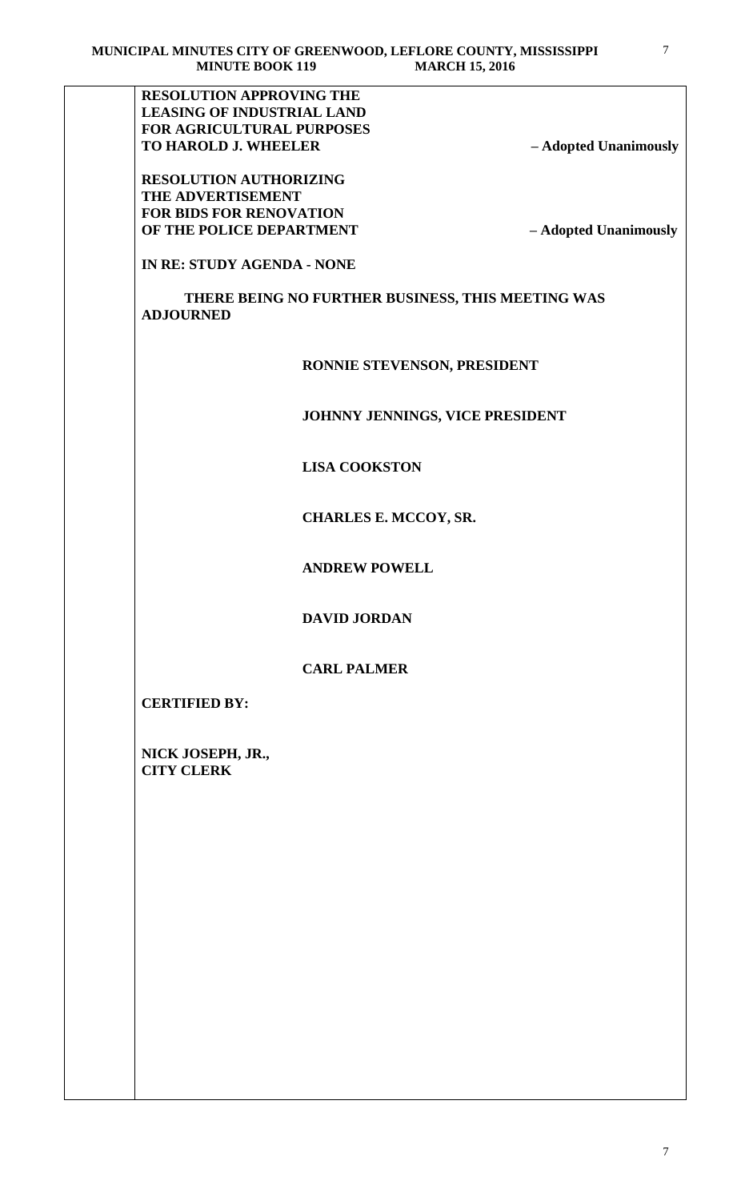**RESOLUTION APPROVING THE LEASING OF INDUSTRIAL LAND FOR AGRICULTURAL PURPOSES TO HAROLD J. WHEELER** – **Adopted Unanimously**

**RESOLUTION AUTHORIZING THE ADVERTISEMENT FOR BIDS FOR RENOVATION OF THE POLICE DEPARTMENT** – **Adopted Unanimously**

**IN RE: STUDY AGENDA - NONE**

**THERE BEING NO FURTHER BUSINESS, THIS MEETING WAS ADJOURNED**

**RONNIE STEVENSON, PRESIDENT**

**JOHNNY JENNINGS, VICE PRESIDENT**

**LISA COOKSTON**

**CHARLES E. MCCOY, SR.**

**ANDREW POWELL**

**DAVID JORDAN**

**CARL PALMER**

**CERTIFIED BY:**

**NICK JOSEPH, JR.,**
**CITY CLERK**